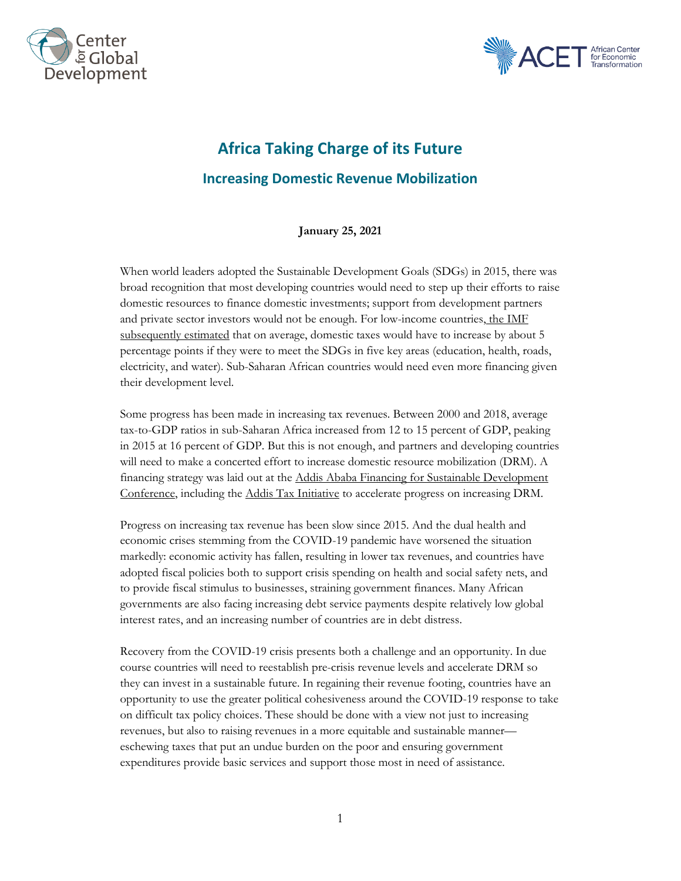# Africa Taking Charge of its Future

## Increasing Domestic Revenue Mobilization

**January 25, 2021**

When world leaders adopted the Sustainable Development Goals (SDGs) in 2015, there was broad recognition that most developing countries would need to step up their efforts to raise domestic resources to finance domestic investments; support from development partners and private sector investors would not be enough. For low-income countries, the IMF subsequently estimated that on average, domestic taxes would have to increase by about 5 percentage points if they were to meet the SDGs in five key areas (education, health, roads, electricity, and water). Sub-Saharan African countries would need even more financing given their development level.

Some progress has been made in increasing tax revenues. Between 2000 and 2018, average tax-to-GDP ratios in sub-Saharan Africa increased from 12 to 15 percent of GDP, peaking in 2015 at 16 percent of GDP. But this is not enough, and partners and developing countries will need to make a concerted effort to increase domestic resource mobilization (DRM). A financing strategy was laid out at the Addis Ababa Financing for Sustainable Development Conference, including the Addis Tax Initiative to accelerate progress on increasing DRM.

Progress on increasing tax revenue has been slow since 2015. And the dual health and economic crises stemming from the COVID-19 pandemic have worsened the situation markedly: economic activity has fallen, resulting in lower tax revenues, and countries have adopted fiscal policies both to support crisis spending on health and social safety nets, and to provide fiscal stimulus to businesses, straining government finances. Many African governments are also facing increasing debt service payments despite relatively low global interest rates, and an increasing number of countries are in debt distress.

Recovery from the COVID-19 crisis presents both a challenge and an opportunity. In due course countries will need to reestablish pre-crisis revenue levels and accelerate DRM so they can invest in a sustainable future. In regaining their revenue footing, countries have an opportunity to use the greater political cohesiveness around the COVID-19 response to take on difficult tax policy choices. These should be done with a view not just to increasing revenues, but also to raising revenues in a more equitable and sustainable manner—eschewing taxes that put an undue burden on the poor and ensuring government expenditures provide basic services and support those most in need of assistance.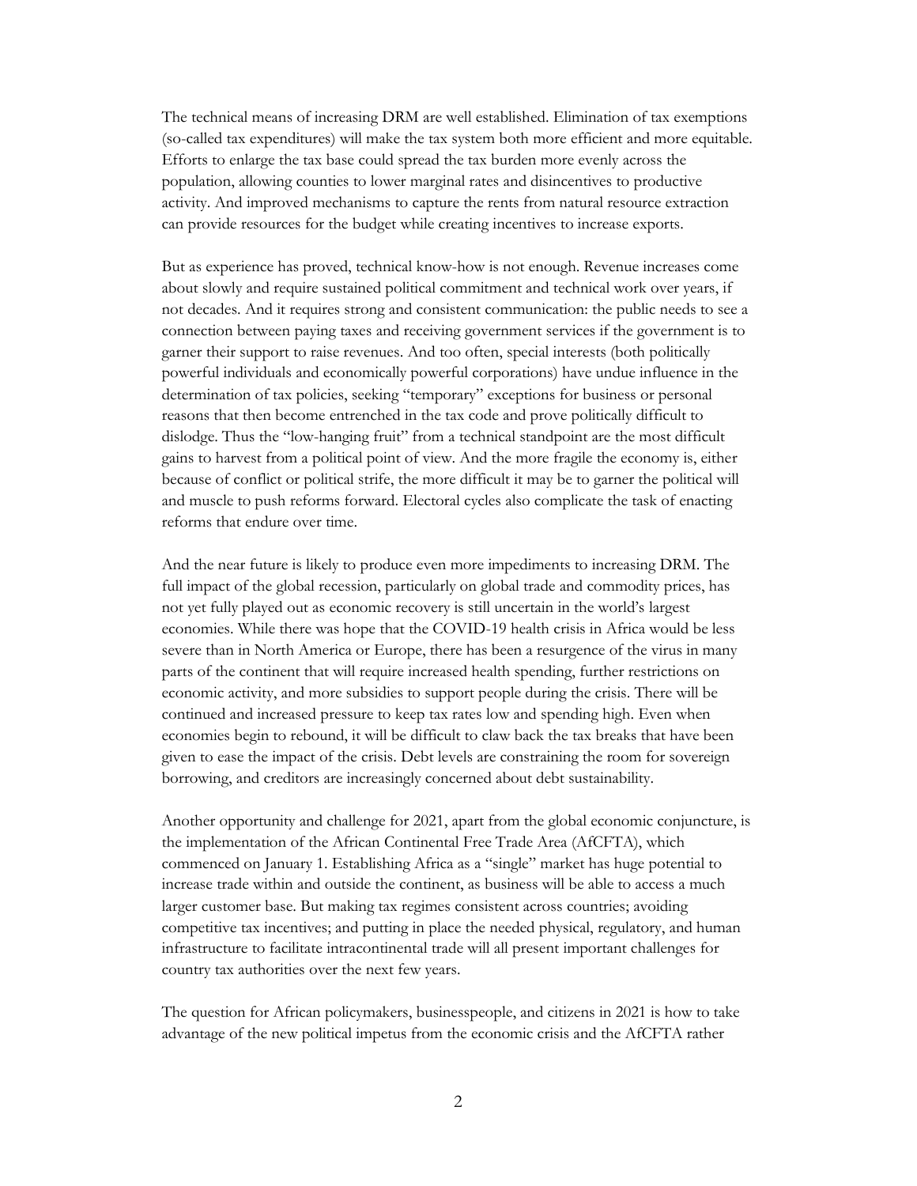The technical means of increasing DRM are well established. Elimination of tax exemptions (so-called tax expenditures) will make the tax system both more efficient and more equitable. Efforts to enlarge the tax base could spread the tax burden more evenly across the population, allowing counties to lower marginal rates and disincentives to productive activity. And improved mechanisms to capture the rents from natural resource extraction can provide resources for the budget while creating incentives to increase exports.

But as experience has proved, technical know-how is not enough. Revenue increases come about slowly and require sustained political commitment and technical work over years, if not decades. And it requires strong and consistent communication: the public needs to see a connection between paying taxes and receiving government services if the government is to garner their support to raise revenues. And too often, special interests (both politically powerful individuals and economically powerful corporations) have undue influence in the determination of tax policies, seeking "temporary" exceptions for business or personal reasons that then become entrenched in the tax code and prove politically difficult to dislodge. Thus the "low-hanging fruit" from a technical standpoint are the most difficult gains to harvest from a political point of view. And the more fragile the economy is, either because of conflict or political strife, the more difficult it may be to garner the political will and muscle to push reforms forward. Electoral cycles also complicate the task of enacting reforms that endure over time.

And the near future is likely to produce even more impediments to increasing DRM. The full impact of the global recession, particularly on global trade and commodity prices, has not yet fully played out as economic recovery is still uncertain in the world's largest economies. While there was hope that the COVID-19 health crisis in Africa would be less severe than in North America or Europe, there has been a resurgence of the virus in many parts of the continent that will require increased health spending, further restrictions on economic activity, and more subsidies to support people during the crisis. There will be continued and increased pressure to keep tax rates low and spending high. Even when economies begin to rebound, it will be difficult to claw back the tax breaks that have been given to ease the impact of the crisis. Debt levels are constraining the room for sovereign borrowing, and creditors are increasingly concerned about debt sustainability.

Another opportunity and challenge for 2021, apart from the global economic conjuncture, is the implementation of the African Continental Free Trade Area (AfCFTA), which commenced on January 1. Establishing Africa as a "single" market has huge potential to increase trade within and outside the continent, as business will be able to access a much larger customer base. But making tax regimes consistent across countries; avoiding competitive tax incentives; and putting in place the needed physical, regulatory, and human infrastructure to facilitate intracontinental trade will all present important challenges for country tax authorities over the next few years.

The question for African policymakers, businesspeople, and citizens in 2021 is how to take advantage of the new political impetus from the economic crisis and the AfCFTA rather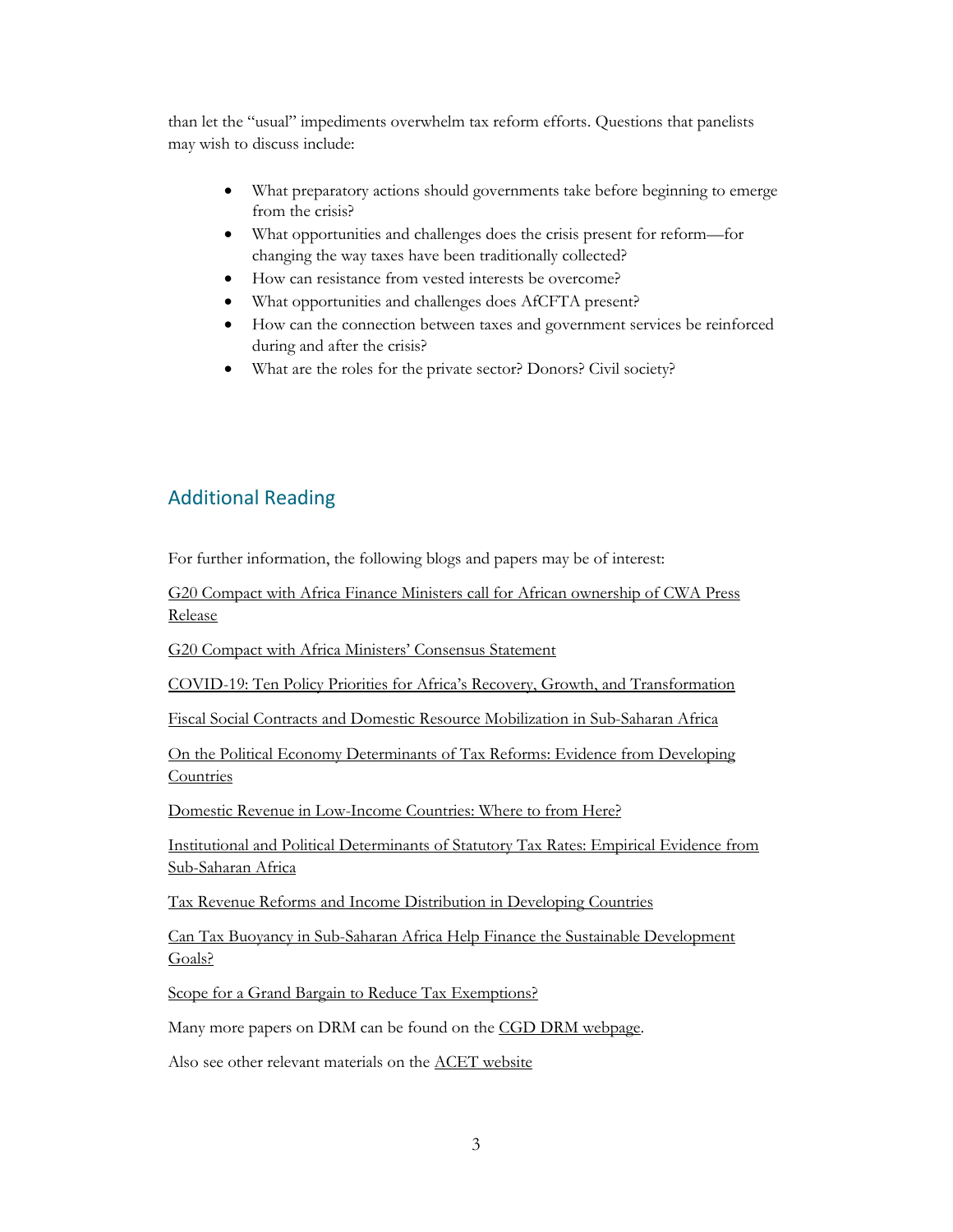than let the "usual" impediments overwhelm tax reform efforts. Questions that panelists may wish to discuss include:

- What preparatory actions should governments take before beginning to emerge from the crisis?
- What opportunities and challenges does the crisis present for reform—for changing the way taxes have been traditionally collected?
- How can resistance from vested interests be overcome?
- What opportunities and challenges does AfCFTA present?
- How can the connection between taxes and government services be reinforced during and after the crisis?
- What are the roles for the private sector? Donors? Civil society?

## Additional Reading

For further information, the following blogs and papers may be of interest:

G20 Compact with Africa Finance Ministers call for African ownership of CWA Press Release

G20 Compact with Africa Ministers' Consensus Statement

COVID-19: Ten Policy Priorities for Africa's Recovery, Growth, and Transformation

Fiscal Social Contracts and Domestic Resource Mobilization in Sub-Saharan Africa

On the Political Economy Determinants of Tax Reforms: Evidence from Developing Countries

Domestic Revenue in Low-Income Countries: Where to from Here?

Institutional and Political Determinants of Statutory Tax Rates: Empirical Evidence from Sub-Saharan Africa

Tax Revenue Reforms and Income Distribution in Developing Countries

Can Tax Buoyancy in Sub-Saharan Africa Help Finance the Sustainable Development Goals?

Scope for a Grand Bargain to Reduce Tax Exemptions?

Many more papers on DRM can be found on the CGD DRM webpage.

Also see other relevant materials on the ACET website